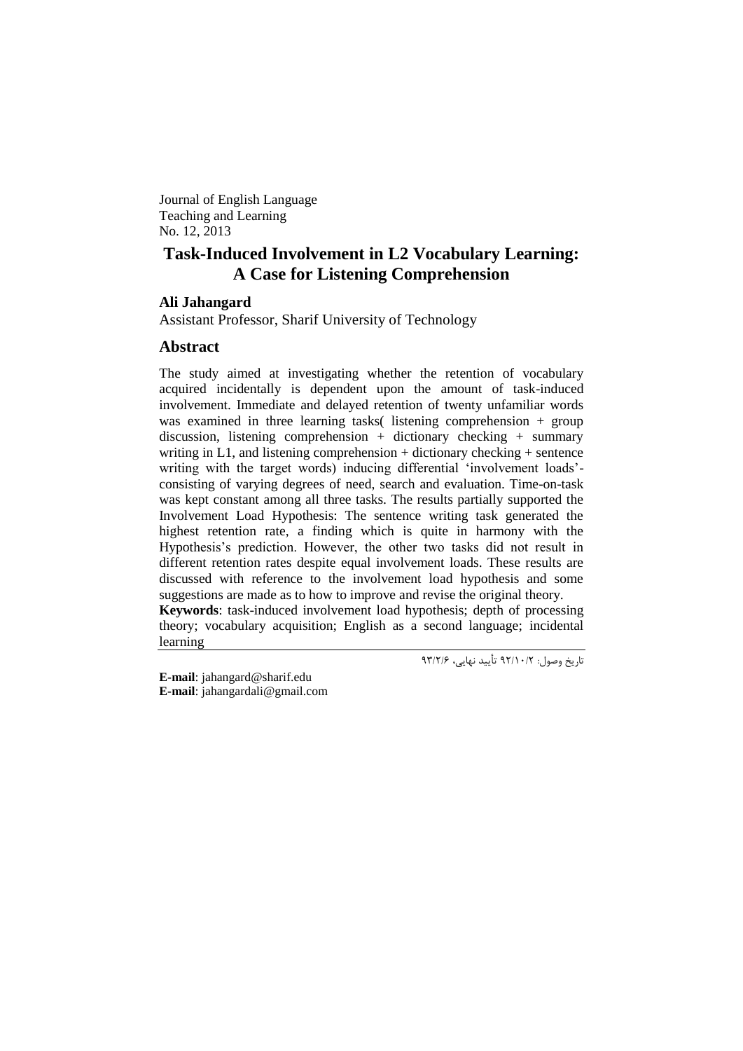Journal of English Language
Teaching and Learning
No. 12, 2013

# Task-Induced Involvement in L2 Vocabulary Learning: A Case for Listening Comprehension

**Ali Jahangard**

Assistant Professor, Sharif University of Technology

## Abstract

The study aimed at investigating whether the retention of vocabulary acquired incidentally is dependent upon the amount of task-induced involvement. Immediate and delayed retention of twenty unfamiliar words was examined in three learning tasks( listening comprehension + group discussion, listening comprehension + dictionary checking + summary writing in L1, and listening comprehension + dictionary checking + sentence writing with the target words) inducing differential 'involvement loads'- consisting of varying degrees of need, search and evaluation. Time-on-task was kept constant among all three tasks. The results partially supported the Involvement Load Hypothesis: The sentence writing task generated the highest retention rate, a finding which is quite in harmony with the Hypothesis's prediction. However, the other two tasks did not result in different retention rates despite equal involvement loads. These results are discussed with reference to the involvement load hypothesis and some suggestions are made as to how to improve and revise the original theory.

**Keywords**: task-induced involvement load hypothesis; depth of processing theory; vocabulary acquisition; English as a second language; incidental learning

تاریخ وصول: ۹۲/۱۰/۲ تأیید نهایی، ۹۳/۲/۶

**E-mail**: jahangard@sharif.edu
**E-mail**: jahangardali@gmail.com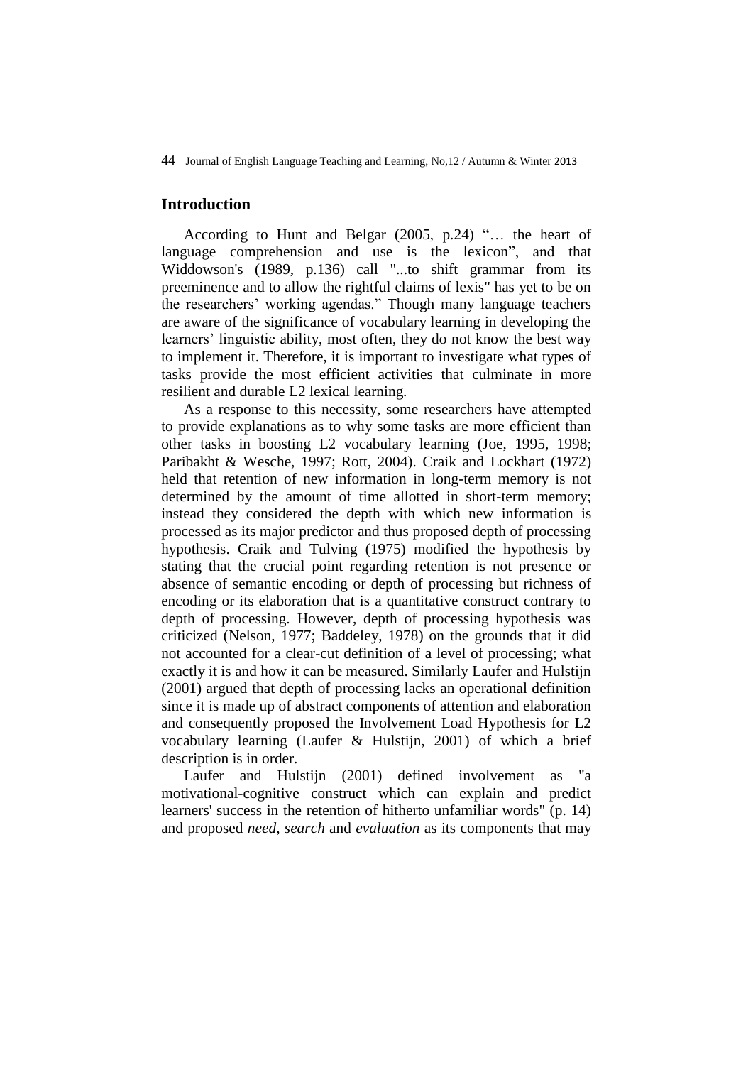## Introduction

According to Hunt and Belgar (2005, p.24) "… the heart of language comprehension and use is the lexicon", and that Widdowson's (1989, p.136) call "...to shift grammar from its preeminence and to allow the rightful claims of lexis" has yet to be on the researchers' working agendas." Though many language teachers are aware of the significance of vocabulary learning in developing the learners' linguistic ability, most often, they do not know the best way to implement it. Therefore, it is important to investigate what types of tasks provide the most efficient activities that culminate in more resilient and durable L2 lexical learning.

As a response to this necessity, some researchers have attempted to provide explanations as to why some tasks are more efficient than other tasks in boosting L2 vocabulary learning (Joe, 1995, 1998; Paribakht & Wesche, 1997; Rott, 2004). Craik and Lockhart (1972) held that retention of new information in long-term memory is not determined by the amount of time allotted in short-term memory; instead they considered the depth with which new information is processed as its major predictor and thus proposed depth of processing hypothesis. Craik and Tulving (1975) modified the hypothesis by stating that the crucial point regarding retention is not presence or absence of semantic encoding or depth of processing but richness of encoding or its elaboration that is a quantitative construct contrary to depth of processing. However, depth of processing hypothesis was criticized (Nelson, 1977; Baddeley, 1978) on the grounds that it did not accounted for a clear-cut definition of a level of processing; what exactly it is and how it can be measured. Similarly Laufer and Hulstijn (2001) argued that depth of processing lacks an operational definition since it is made up of abstract components of attention and elaboration and consequently proposed the Involvement Load Hypothesis for L2 vocabulary learning (Laufer & Hulstijn, 2001) of which a brief description is in order.

Laufer and Hulstijn (2001) defined involvement as "a motivational-cognitive construct which can explain and predict learners' success in the retention of hitherto unfamiliar words" (p. 14) and proposed *need*, *search* and *evaluation* as its components that may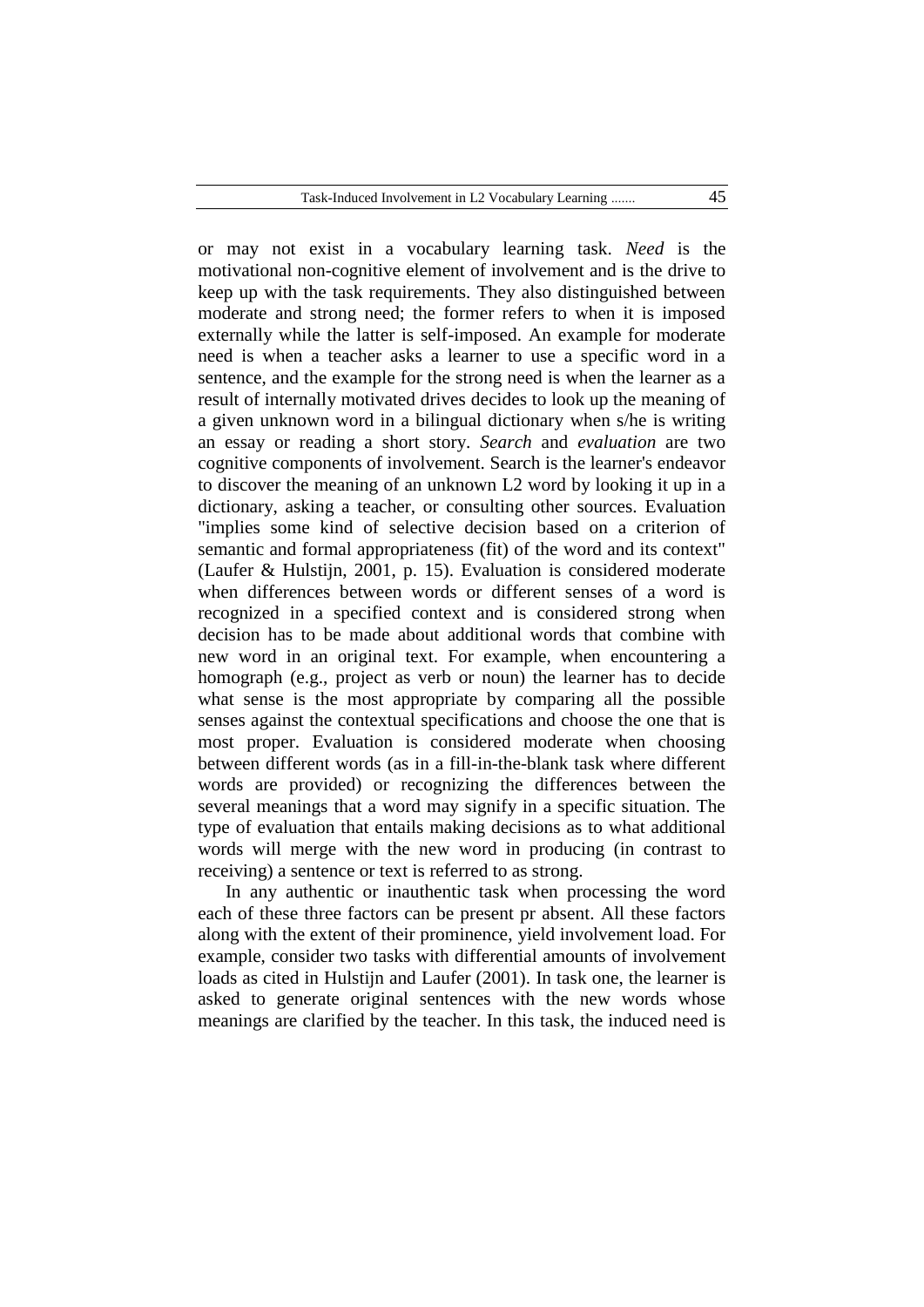or may not exist in a vocabulary learning task. *Need* is the motivational non-cognitive element of involvement and is the drive to keep up with the task requirements. They also distinguished between moderate and strong need; the former refers to when it is imposed externally while the latter is self-imposed. An example for moderate need is when a teacher asks a learner to use a specific word in a sentence, and the example for the strong need is when the learner as a result of internally motivated drives decides to look up the meaning of a given unknown word in a bilingual dictionary when s/he is writing an essay or reading a short story. *Search* and *evaluation* are two cognitive components of involvement. Search is the learner's endeavor to discover the meaning of an unknown L2 word by looking it up in a dictionary, asking a teacher, or consulting other sources. Evaluation "implies some kind of selective decision based on a criterion of semantic and formal appropriateness (fit) of the word and its context" (Laufer & Hulstijn, 2001, p. 15). Evaluation is considered moderate when differences between words or different senses of a word is recognized in a specified context and is considered strong when decision has to be made about additional words that combine with new word in an original text. For example, when encountering a homograph (e.g., project as verb or noun) the learner has to decide what sense is the most appropriate by comparing all the possible senses against the contextual specifications and choose the one that is most proper. Evaluation is considered moderate when choosing between different words (as in a fill-in-the-blank task where different words are provided) or recognizing the differences between the several meanings that a word may signify in a specific situation. The type of evaluation that entails making decisions as to what additional words will merge with the new word in producing (in contrast to receiving) a sentence or text is referred to as strong.

In any authentic or inauthentic task when processing the word each of these three factors can be present pr absent. All these factors along with the extent of their prominence, yield involvement load. For example, consider two tasks with differential amounts of involvement loads as cited in Hulstijn and Laufer (2001). In task one, the learner is asked to generate original sentences with the new words whose meanings are clarified by the teacher. In this task, the induced need is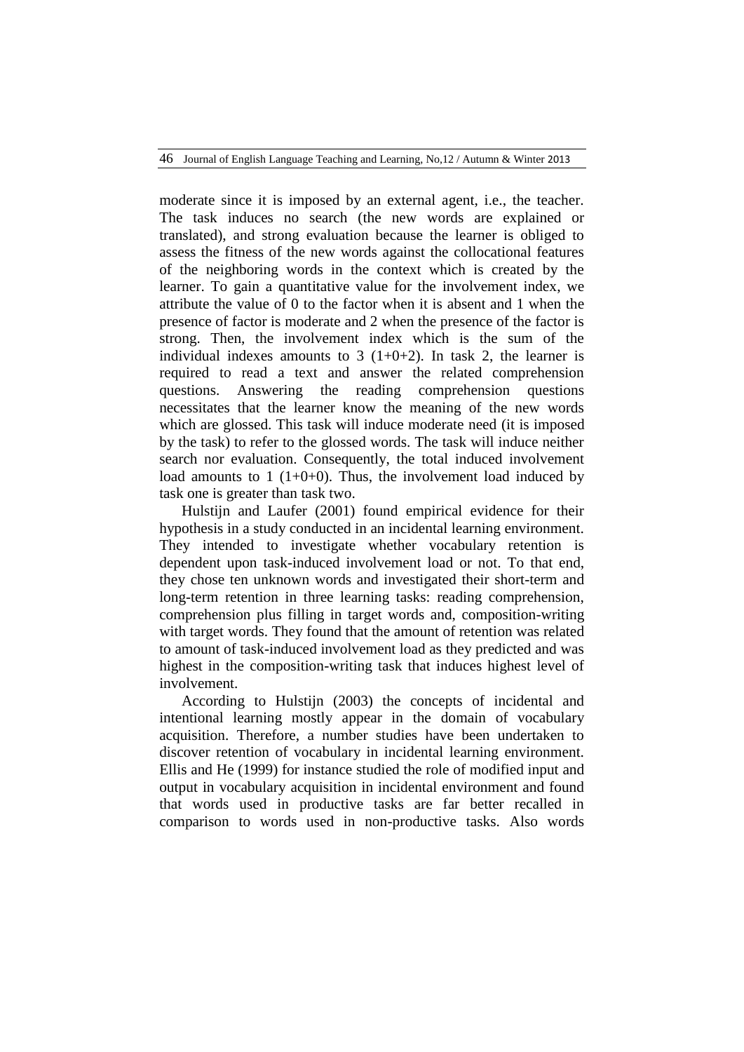moderate since it is imposed by an external agent, i.e., the teacher. The task induces no search (the new words are explained or translated), and strong evaluation because the learner is obliged to assess the fitness of the new words against the collocational features of the neighboring words in the context which is created by the learner. To gain a quantitative value for the involvement index, we attribute the value of 0 to the factor when it is absent and 1 when the presence of factor is moderate and 2 when the presence of the factor is strong. Then, the involvement index which is the sum of the individual indexes amounts to 3 (1+0+2). In task 2, the learner is required to read a text and answer the related comprehension questions. Answering the reading comprehension questions necessitates that the learner know the meaning of the new words which are glossed. This task will induce moderate need (it is imposed by the task) to refer to the glossed words. The task will induce neither search nor evaluation. Consequently, the total induced involvement load amounts to 1 (1+0+0). Thus, the involvement load induced by task one is greater than task two.

Hulstijn and Laufer (2001) found empirical evidence for their hypothesis in a study conducted in an incidental learning environment. They intended to investigate whether vocabulary retention is dependent upon task-induced involvement load or not. To that end, they chose ten unknown words and investigated their short-term and long-term retention in three learning tasks: reading comprehension, comprehension plus filling in target words and, composition-writing with target words. They found that the amount of retention was related to amount of task-induced involvement load as they predicted and was highest in the composition-writing task that induces highest level of involvement.

According to Hulstijn (2003) the concepts of incidental and intentional learning mostly appear in the domain of vocabulary acquisition. Therefore, a number studies have been undertaken to discover retention of vocabulary in incidental learning environment. Ellis and He (1999) for instance studied the role of modified input and output in vocabulary acquisition in incidental environment and found that words used in productive tasks are far better recalled in comparison to words used in non-productive tasks. Also words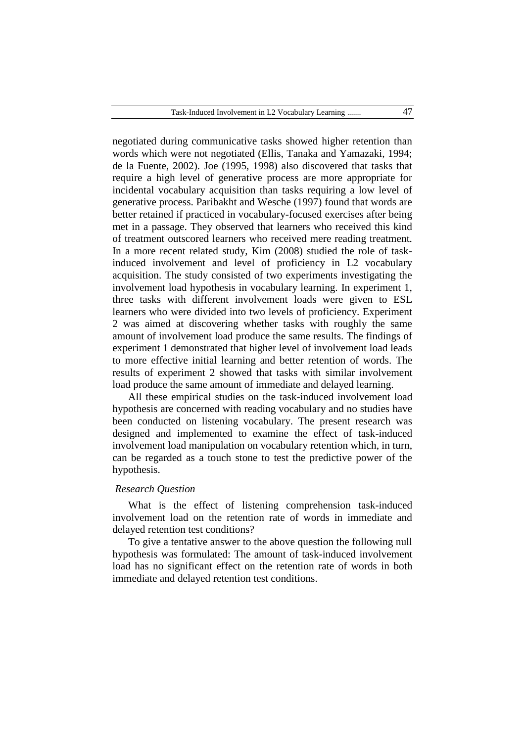negotiated during communicative tasks showed higher retention than words which were not negotiated (Ellis, Tanaka and Yamazaki, 1994; de la Fuente, 2002). Joe (1995, 1998) also discovered that tasks that require a high level of generative process are more appropriate for incidental vocabulary acquisition than tasks requiring a low level of generative process. Paribakht and Wesche (1997) found that words are better retained if practiced in vocabulary-focused exercises after being met in a passage. They observed that learners who received this kind of treatment outscored learners who received mere reading treatment. In a more recent related study, Kim (2008) studied the role of task-induced involvement and level of proficiency in L2 vocabulary acquisition. The study consisted of two experiments investigating the involvement load hypothesis in vocabulary learning. In experiment 1, three tasks with different involvement loads were given to ESL learners who were divided into two levels of proficiency. Experiment 2 was aimed at discovering whether tasks with roughly the same amount of involvement load produce the same results. The findings of experiment 1 demonstrated that higher level of involvement load leads to more effective initial learning and better retention of words. The results of experiment 2 showed that tasks with similar involvement load produce the same amount of immediate and delayed learning.

All these empirical studies on the task-induced involvement load hypothesis are concerned with reading vocabulary and no studies have been conducted on listening vocabulary. The present research was designed and implemented to examine the effect of task-induced involvement load manipulation on vocabulary retention which, in turn, can be regarded as a touch stone to test the predictive power of the hypothesis.

*Research Question*

What is the effect of listening comprehension task-induced involvement load on the retention rate of words in immediate and delayed retention test conditions?

To give a tentative answer to the above question the following null hypothesis was formulated: The amount of task-induced involvement load has no significant effect on the retention rate of words in both immediate and delayed retention test conditions.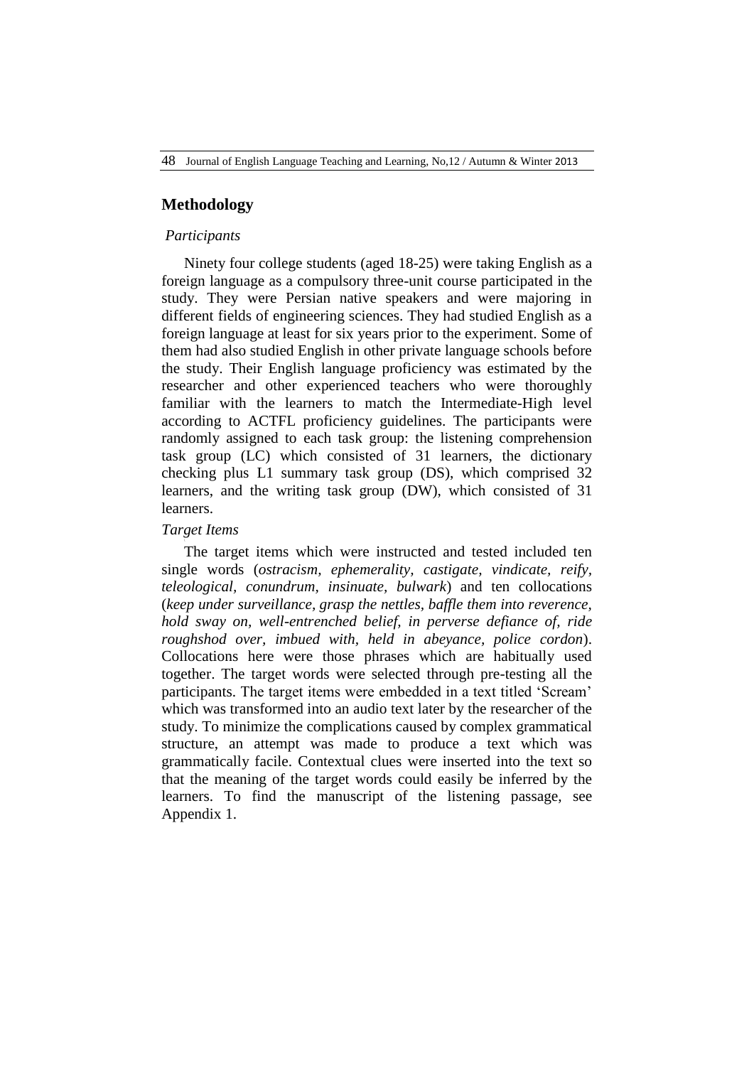## Methodology

*Participants*

Ninety four college students (aged 18-25) were taking English as a foreign language as a compulsory three-unit course participated in the study. They were Persian native speakers and were majoring in different fields of engineering sciences. They had studied English as a foreign language at least for six years prior to the experiment. Some of them had also studied English in other private language schools before the study. Their English language proficiency was estimated by the researcher and other experienced teachers who were thoroughly familiar with the learners to match the Intermediate-High level according to ACTFL proficiency guidelines. The participants were randomly assigned to each task group: the listening comprehension task group (LC) which consisted of 31 learners, the dictionary checking plus L1 summary task group (DS), which comprised 32 learners, and the writing task group (DW), which consisted of 31 learners.

*Target Items*

The target items which were instructed and tested included ten single words (*ostracism, ephemerality, castigate, vindicate, reify, teleological, conundrum, insinuate, bulwark*) and ten collocations (*keep under surveillance, grasp the nettles, baffle them into reverence, hold sway on, well-entrenched belief, in perverse defiance of, ride roughshod over, imbued with, held in abeyance, police cordon*). Collocations here were those phrases which are habitually used together. The target words were selected through pre-testing all the participants. The target items were embedded in a text titled 'Scream' which was transformed into an audio text later by the researcher of the study. To minimize the complications caused by complex grammatical structure, an attempt was made to produce a text which was grammatically facile. Contextual clues were inserted into the text so that the meaning of the target words could easily be inferred by the learners. To find the manuscript of the listening passage, see Appendix 1.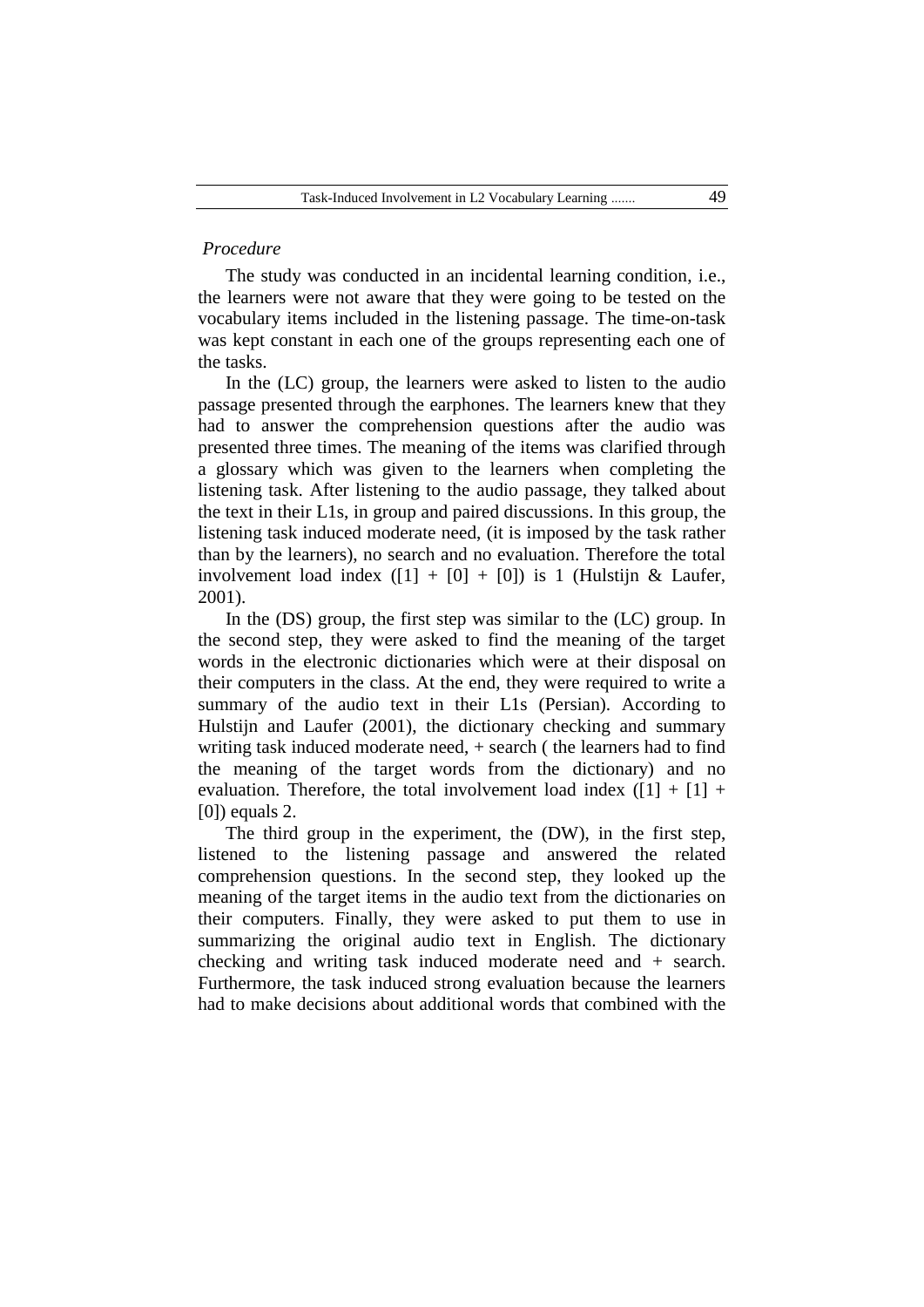*Procedure*

The study was conducted in an incidental learning condition, i.e., the learners were not aware that they were going to be tested on the vocabulary items included in the listening passage. The time-on-task was kept constant in each one of the groups representing each one of the tasks.

In the (LC) group, the learners were asked to listen to the audio passage presented through the earphones. The learners knew that they had to answer the comprehension questions after the audio was presented three times. The meaning of the items was clarified through a glossary which was given to the learners when completing the listening task. After listening to the audio passage, they talked about the text in their L1s, in group and paired discussions. In this group, the listening task induced moderate need, (it is imposed by the task rather than by the learners), no search and no evaluation. Therefore the total involvement load index ([1] + [0] + [0]) is 1 (Hulstijn & Laufer, 2001).

In the (DS) group, the first step was similar to the (LC) group. In the second step, they were asked to find the meaning of the target words in the electronic dictionaries which were at their disposal on their computers in the class. At the end, they were required to write a summary of the audio text in their L1s (Persian). According to Hulstijn and Laufer (2001), the dictionary checking and summary writing task induced moderate need, + search ( the learners had to find the meaning of the target words from the dictionary) and no evaluation. Therefore, the total involvement load index ([1] + [1] + [0]) equals 2.

The third group in the experiment, the (DW), in the first step, listened to the listening passage and answered the related comprehension questions. In the second step, they looked up the meaning of the target items in the audio text from the dictionaries on their computers. Finally, they were asked to put them to use in summarizing the original audio text in English. The dictionary checking and writing task induced moderate need and + search. Furthermore, the task induced strong evaluation because the learners had to make decisions about additional words that combined with the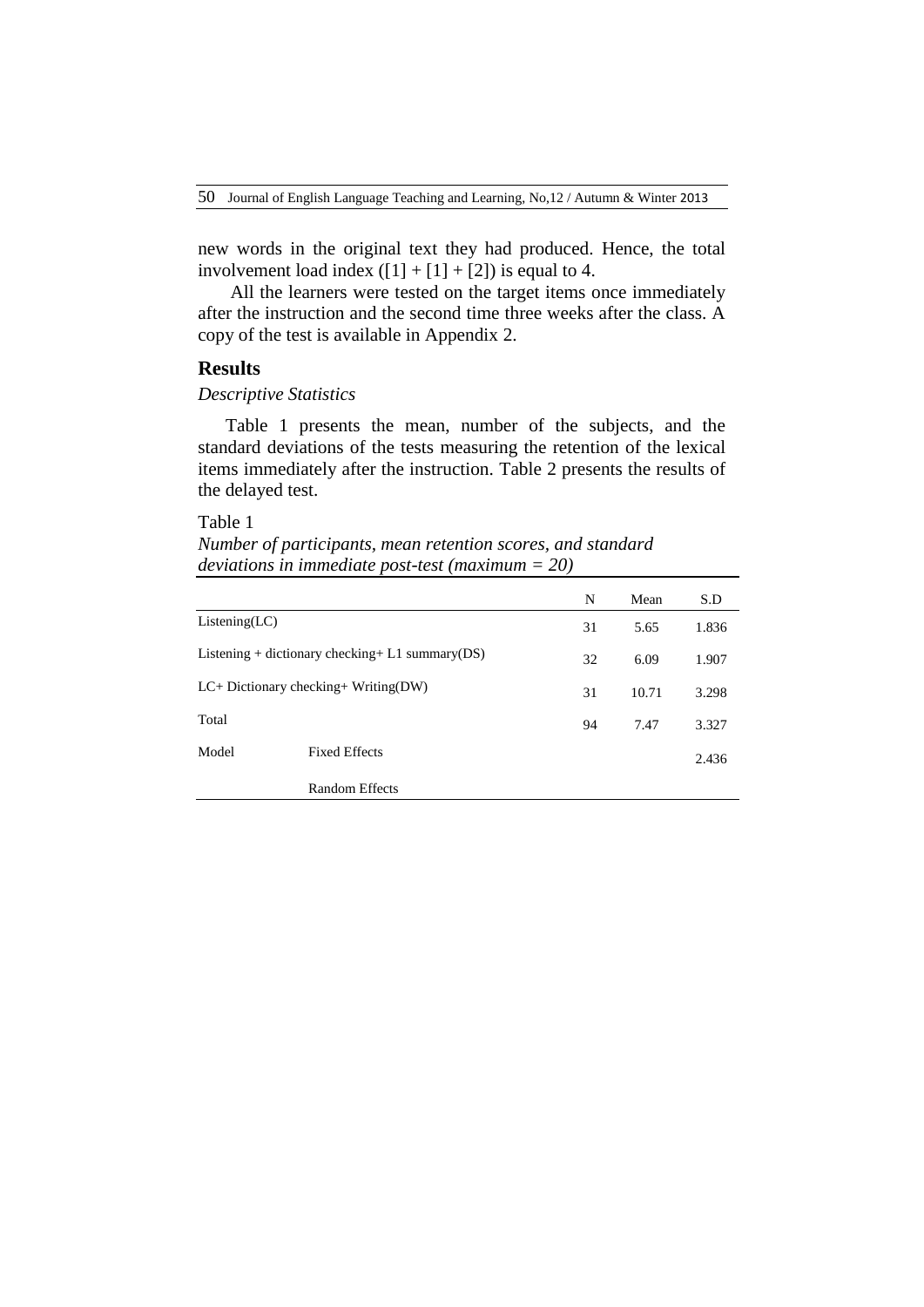new words in the original text they had produced. Hence, the total involvement load index ([1] + [1] + [2]) is equal to 4.

All the learners were tested on the target items once immediately after the instruction and the second time three weeks after the class. A copy of the test is available in Appendix 2.

## Results

*Descriptive Statistics*

Table 1 presents the mean, number of the subjects, and the standard deviations of the tests measuring the retention of the lexical items immediately after the instruction. Table 2 presents the results of the delayed test.

Table 1

*Number of participants, mean retention scores, and standard deviations in immediate post-test (maximum = 20)*

| | | N | Mean | S.D |
|---|---|---|---|---|
| Listening(LC) | | 31 | 5.65 | 1.836 |
| Listening + dictionary checking+ L1 summary(DS) | | 32 | 6.09 | 1.907 |
| LC+ Dictionary checking+ Writing(DW) | | 31 | 10.71 | 3.298 |
| Total | | 94 | 7.47 | 3.327 |
| Model | Fixed Effects | | | 2.436 |
| | Random Effects | | | |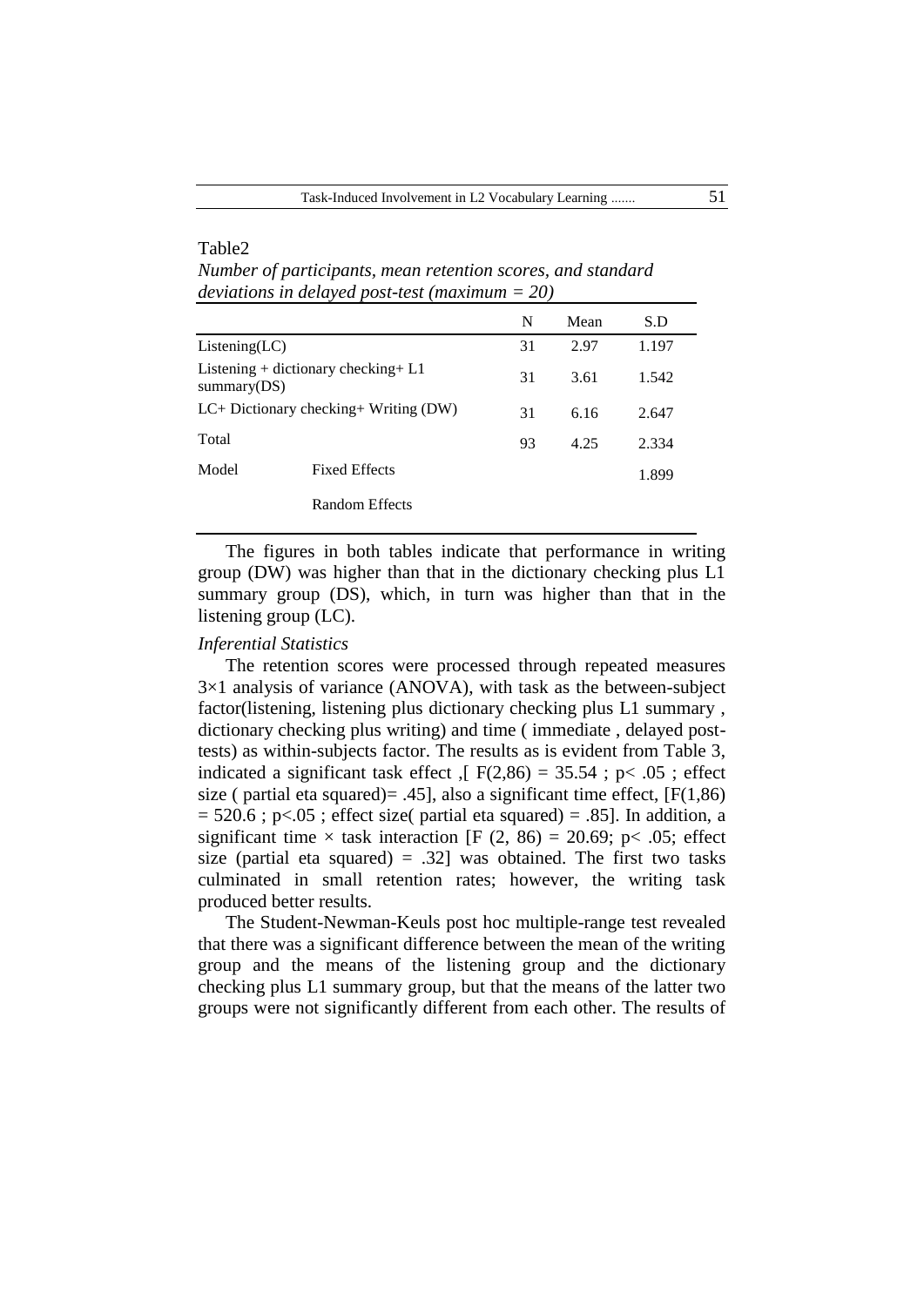Table2

*Number of participants, mean retention scores, and standard deviations in delayed post-test (maximum = 20)*

| | | N | Mean | S.D |
|---|---|---|---|---|
| Listening(LC) | | 31 | 2.97 | 1.197 |
| Listening + dictionary checking+ L1 summary(DS) | | 31 | 3.61 | 1.542 |
| LC+ Dictionary checking+ Writing (DW) | | 31 | 6.16 | 2.647 |
| Total | | 93 | 4.25 | 2.334 |
| Model | Fixed Effects | | | 1.899 |
| | Random Effects | | | |

The figures in both tables indicate that performance in writing group (DW) was higher than that in the dictionary checking plus L1 summary group (DS), which, in turn was higher than that in the listening group (LC).

*Inferential Statistics*

The retention scores were processed through repeated measures 3×1 analysis of variance (ANOVA), with task as the between-subject factor(listening, listening plus dictionary checking plus L1 summary , dictionary checking plus writing) and time ( immediate , delayed post-tests) as within-subjects factor. The results as is evident from Table 3, indicated a significant task effect ,[ $F(2,86) = 35.54$ ; $p< .05$ ; effect size ( partial eta squared)= .45], also a significant time effect, [$F(1,86) = 520.6$ ; $p<.05$ ; effect size( partial eta squared) = .85]. In addition, a significant time × task interaction [$F(2, 86) = 20.69$; $p< .05$; effect size (partial eta squared) = .32] was obtained. The first two tasks culminated in small retention rates; however, the writing task produced better results.

The Student-Newman-Keuls post hoc multiple-range test revealed that there was a significant difference between the mean of the writing group and the means of the listening group and the dictionary checking plus L1 summary group, but that the means of the latter two groups were not significantly different from each other. The results of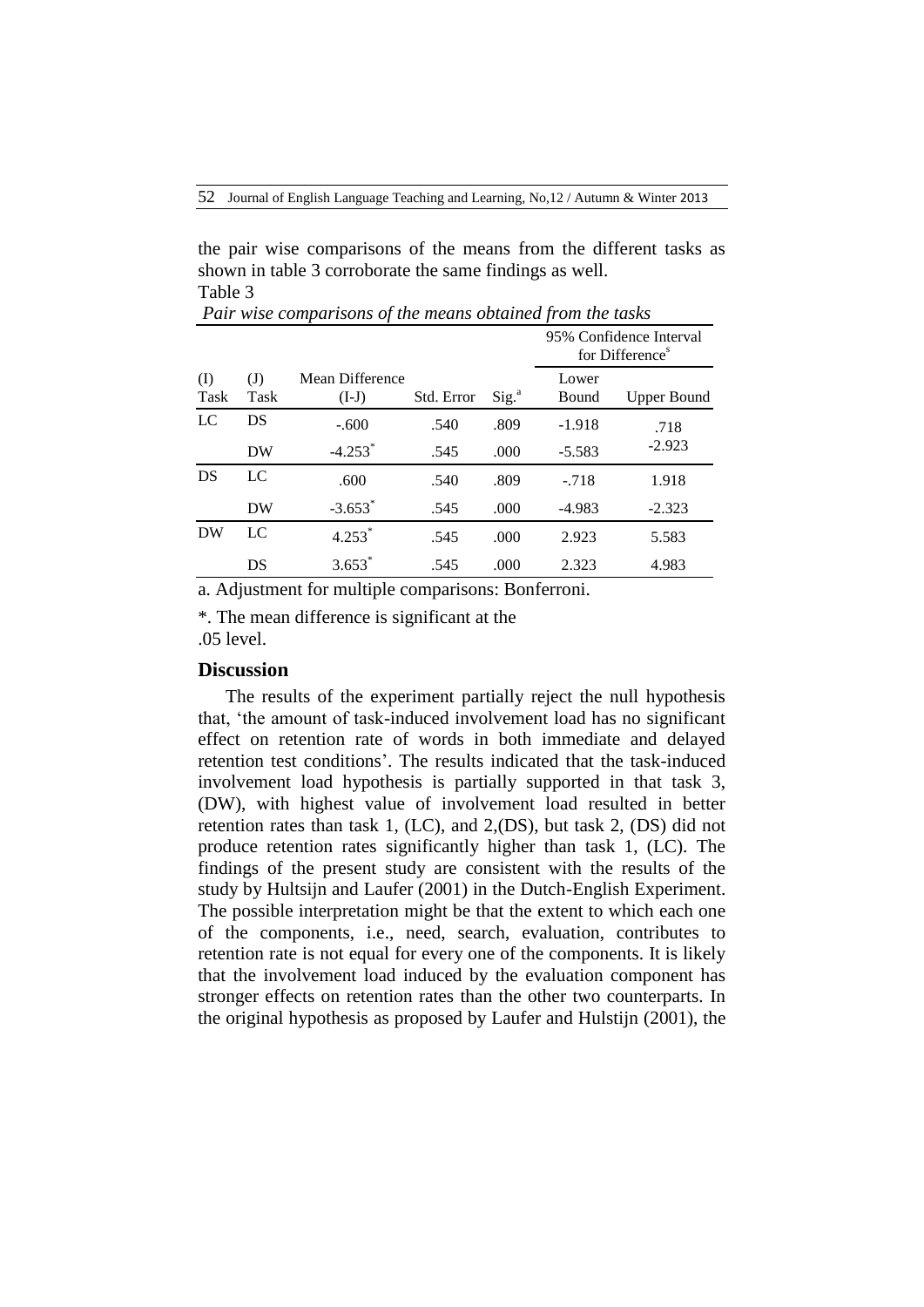the pair wise comparisons of the means from the different tasks as shown in table 3 corroborate the same findings as well.

Table 3

*Pair wise comparisons of the means obtained from the tasks*

| (I) Task | (J) Task | Mean Difference (I-J) | Std. Error | Sig.[a] | 95% Confidence Interval for Difference[a] Lower Bound | Upper Bound |
|---|---|---|---|---|---|---|
| LC | DS | -.600 | .540 | .809 | -1.918 | .718 |
| | DW | -4.253* | .545 | .000 | -5.583 | -2.923 |
| DS | LC | .600 | .540 | .809 | -.718 | 1.918 |
| | DW | -3.653* | .545 | .000 | -4.983 | -2.323 |
| DW | LC | 4.253* | .545 | .000 | 2.923 | 5.583 |
| | DS | 3.653* | .545 | .000 | 2.323 | 4.983 |

a. Adjustment for multiple comparisons: Bonferroni.

*. The mean difference is significant at the .05 level.

## Discussion

The results of the experiment partially reject the null hypothesis that, 'the amount of task-induced involvement load has no significant effect on retention rate of words in both immediate and delayed retention test conditions'. The results indicated that the task-induced involvement load hypothesis is partially supported in that task 3, (DW), with highest value of involvement load resulted in better retention rates than task 1, (LC), and 2,(DS), but task 2, (DS) did not produce retention rates significantly higher than task 1, (LC). The findings of the present study are consistent with the results of the study by Hultsijn and Laufer (2001) in the Dutch-English Experiment. The possible interpretation might be that the extent to which each one of the components, i.e., need, search, evaluation, contributes to retention rate is not equal for every one of the components. It is likely that the involvement load induced by the evaluation component has stronger effects on retention rates than the other two counterparts. In the original hypothesis as proposed by Laufer and Hulstijn (2001), the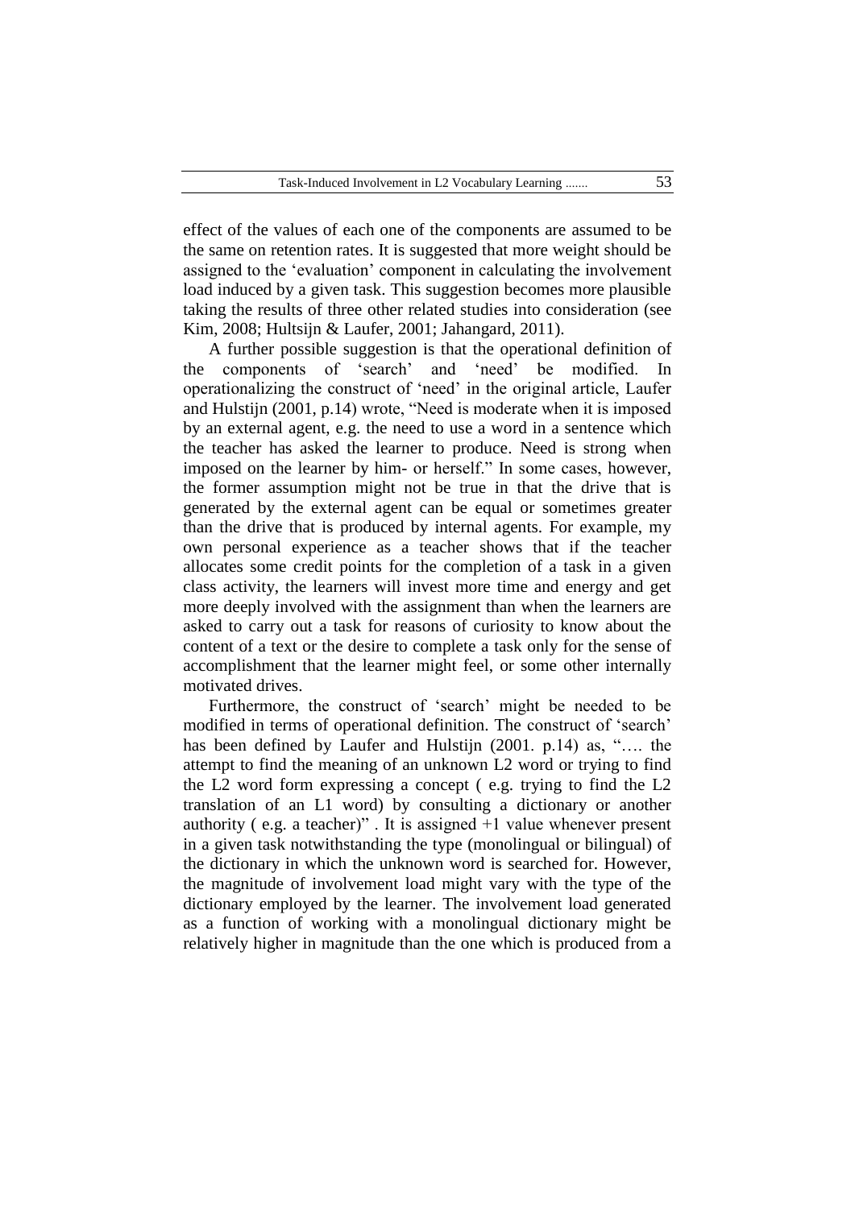effect of the values of each one of the components are assumed to be the same on retention rates. It is suggested that more weight should be assigned to the 'evaluation' component in calculating the involvement load induced by a given task. This suggestion becomes more plausible taking the results of three other related studies into consideration (see Kim, 2008; Hultsijn & Laufer, 2001; Jahangard, 2011).

A further possible suggestion is that the operational definition of the components of 'search' and 'need' be modified. In operationalizing the construct of 'need' in the original article, Laufer and Hulstijn (2001, p.14) wrote, "Need is moderate when it is imposed by an external agent, e.g. the need to use a word in a sentence which the teacher has asked the learner to produce. Need is strong when imposed on the learner by him- or herself." In some cases, however, the former assumption might not be true in that the drive that is generated by the external agent can be equal or sometimes greater than the drive that is produced by internal agents. For example, my own personal experience as a teacher shows that if the teacher allocates some credit points for the completion of a task in a given class activity, the learners will invest more time and energy and get more deeply involved with the assignment than when the learners are asked to carry out a task for reasons of curiosity to know about the content of a text or the desire to complete a task only for the sense of accomplishment that the learner might feel, or some other internally motivated drives.

Furthermore, the construct of 'search' might be needed to be modified in terms of operational definition. The construct of 'search' has been defined by Laufer and Hulstijn (2001. p.14) as, "…. the attempt to find the meaning of an unknown L2 word or trying to find the L2 word form expressing a concept ( e.g. trying to find the L2 translation of an L1 word) by consulting a dictionary or another authority ( e.g. a teacher)" . It is assigned +1 value whenever present in a given task notwithstanding the type (monolingual or bilingual) of the dictionary in which the unknown word is searched for. However, the magnitude of involvement load might vary with the type of the dictionary employed by the learner. The involvement load generated as a function of working with a monolingual dictionary might be relatively higher in magnitude than the one which is produced from a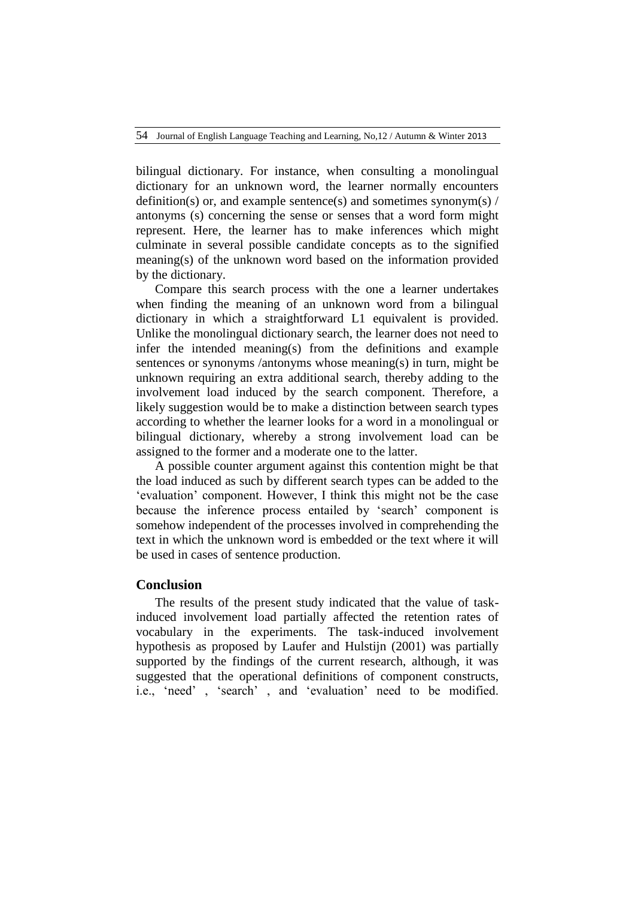bilingual dictionary. For instance, when consulting a monolingual dictionary for an unknown word, the learner normally encounters definition(s) or, and example sentence(s) and sometimes synonym(s) / antonyms (s) concerning the sense or senses that a word form might represent. Here, the learner has to make inferences which might culminate in several possible candidate concepts as to the signified meaning(s) of the unknown word based on the information provided by the dictionary.

Compare this search process with the one a learner undertakes when finding the meaning of an unknown word from a bilingual dictionary in which a straightforward L1 equivalent is provided. Unlike the monolingual dictionary search, the learner does not need to infer the intended meaning(s) from the definitions and example sentences or synonyms /antonyms whose meaning(s) in turn, might be unknown requiring an extra additional search, thereby adding to the involvement load induced by the search component. Therefore, a likely suggestion would be to make a distinction between search types according to whether the learner looks for a word in a monolingual or bilingual dictionary, whereby a strong involvement load can be assigned to the former and a moderate one to the latter.

A possible counter argument against this contention might be that the load induced as such by different search types can be added to the 'evaluation' component. However, I think this might not be the case because the inference process entailed by 'search' component is somehow independent of the processes involved in comprehending the text in which the unknown word is embedded or the text where it will be used in cases of sentence production.

## Conclusion

The results of the present study indicated that the value of task-induced involvement load partially affected the retention rates of vocabulary in the experiments. The task-induced involvement hypothesis as proposed by Laufer and Hulstijn (2001) was partially supported by the findings of the current research, although, it was suggested that the operational definitions of component constructs, i.e., 'need' , 'search' , and 'evaluation' need to be modified.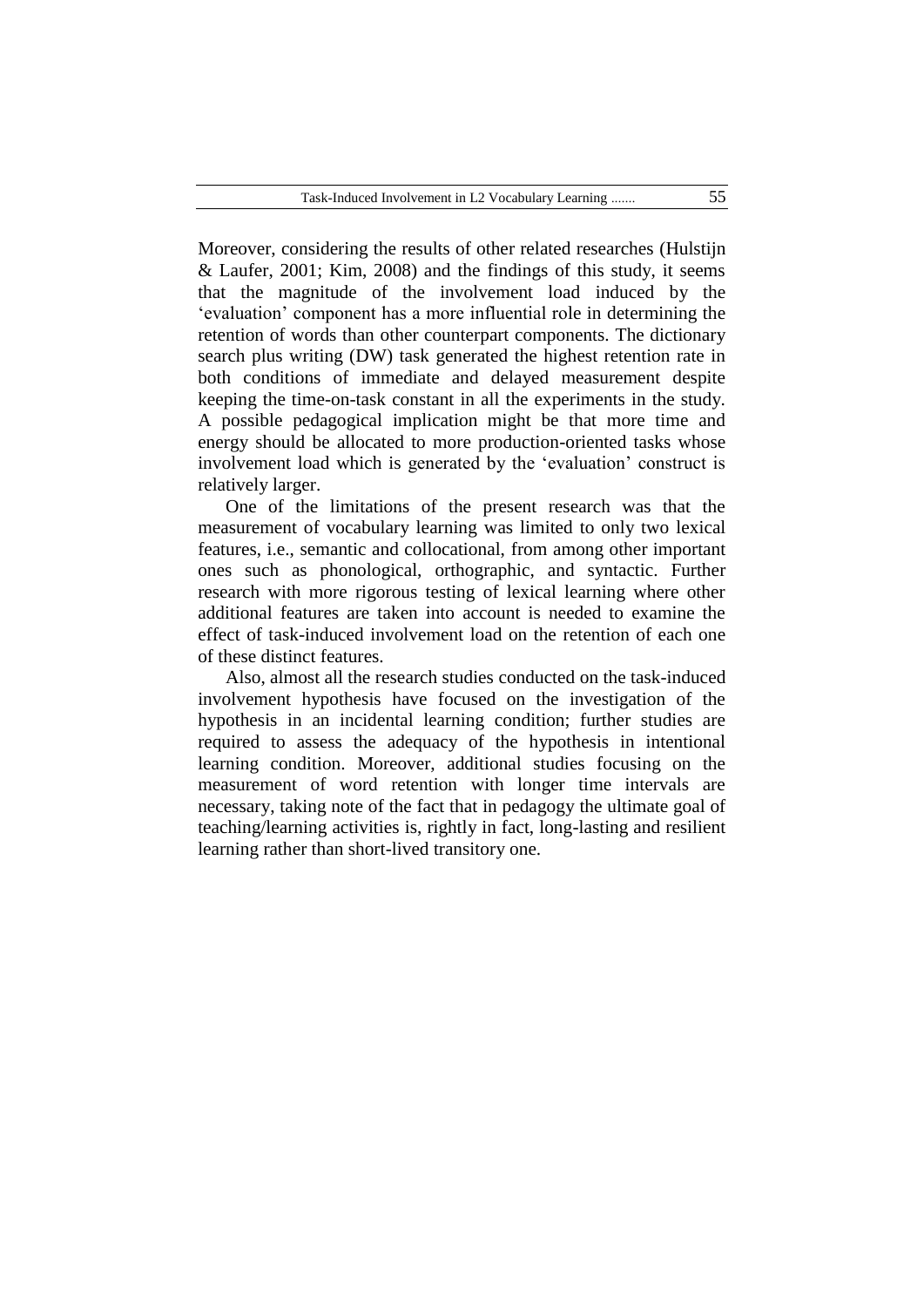Moreover, considering the results of other related researches (Hulstijn & Laufer, 2001; Kim, 2008) and the findings of this study, it seems that the magnitude of the involvement load induced by the 'evaluation' component has a more influential role in determining the retention of words than other counterpart components. The dictionary search plus writing (DW) task generated the highest retention rate in both conditions of immediate and delayed measurement despite keeping the time-on-task constant in all the experiments in the study. A possible pedagogical implication might be that more time and energy should be allocated to more production-oriented tasks whose involvement load which is generated by the 'evaluation' construct is relatively larger.

One of the limitations of the present research was that the measurement of vocabulary learning was limited to only two lexical features, i.e., semantic and collocational, from among other important ones such as phonological, orthographic, and syntactic. Further research with more rigorous testing of lexical learning where other additional features are taken into account is needed to examine the effect of task-induced involvement load on the retention of each one of these distinct features.

Also, almost all the research studies conducted on the task-induced involvement hypothesis have focused on the investigation of the hypothesis in an incidental learning condition; further studies are required to assess the adequacy of the hypothesis in intentional learning condition. Moreover, additional studies focusing on the measurement of word retention with longer time intervals are necessary, taking note of the fact that in pedagogy the ultimate goal of teaching/learning activities is, rightly in fact, long-lasting and resilient learning rather than short-lived transitory one.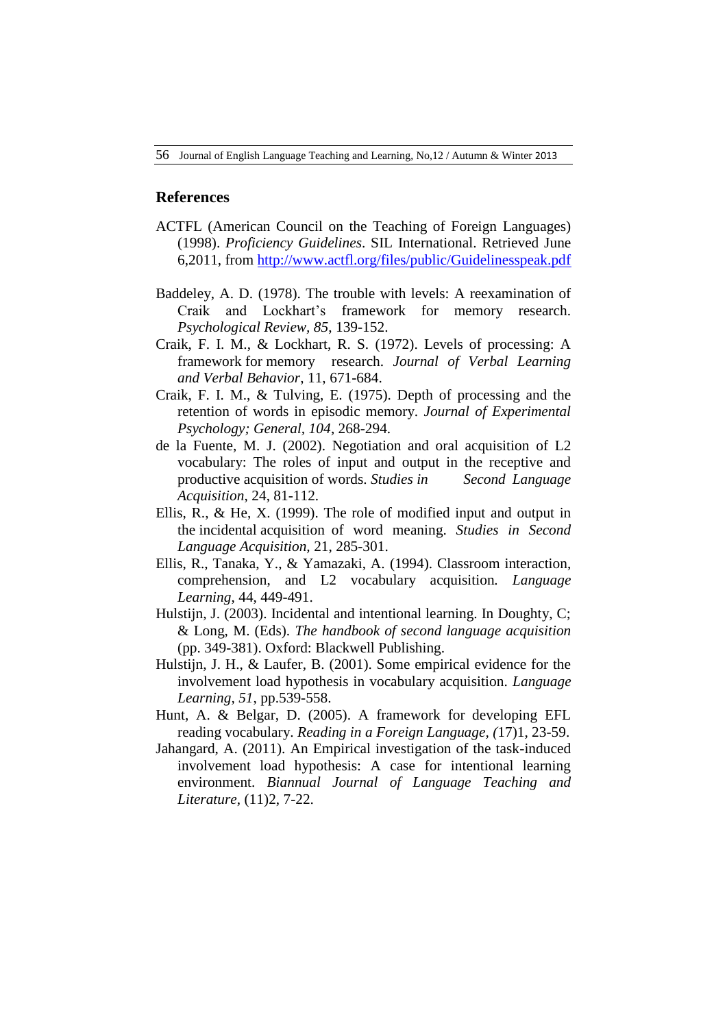## References

ACTFL (American Council on the Teaching of Foreign Languages) (1998). *Proficiency Guidelines*. SIL International. Retrieved June 6,2011, from [http://www.actfl.org/files/public/Guidelinesspeak.pdf](http://www.actfl.org/files/public/Guidelinesspeak.pdf)

Baddeley, A. D. (1978). The trouble with levels: A reexamination of Craik and Lockhart's framework for memory research. *Psychological Review, 85*, 139-152.

Craik, F. I. M., & Lockhart, R. S. (1972). Levels of processing: A framework for memory research. *Journal of Verbal Learning and Verbal Behavior*, 11, 671-684.

Craik, F. I. M., & Tulving, E. (1975). Depth of processing and the retention of words in episodic memory. *Journal of Experimental Psychology; General*, *104*, 268-294.

de la Fuente, M. J. (2002). Negotiation and oral acquisition of L2 vocabulary: The roles of input and output in the receptive and productive acquisition of words. *Studies in Second Language Acquisition*, 24, 81-112.

Ellis, R., & He, X. (1999). The role of modified input and output in the incidental acquisition of word meaning. *Studies in Second Language Acquisition,* 21, 285-301.

Ellis, R., Tanaka, Y., & Yamazaki, A. (1994). Classroom interaction, comprehension, and L2 vocabulary acquisition. *Language Learning*, 44, 449-491.

Hulstijn, J. (2003). Incidental and intentional learning. In Doughty, C; & Long, M. (Eds). *The handbook of second language acquisition* (pp. 349-381). Oxford: Blackwell Publishing.

Hulstijn, J. H., & Laufer, B. (2001). Some empirical evidence for the involvement load hypothesis in vocabulary acquisition. *Language Learning*, *51*, pp.539-558.

Hunt, A. & Belgar, D. (2005). A framework for developing EFL reading vocabulary. *Reading in a Foreign Language, (*17)1, 23-59.

Jahangard, A. (2011). An Empirical investigation of the task-induced involvement load hypothesis: A case for intentional learning environment. *Biannual Journal of Language Teaching and Literature*, (11)2, 7-22.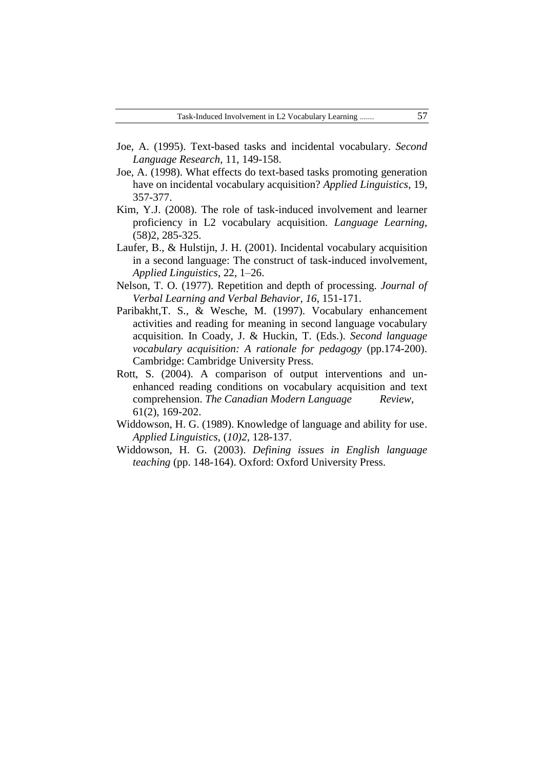Joe, A. (1995). Text-based tasks and incidental vocabulary. *Second Language Research,* 11, 149-158.

Joe, A. (1998). What effects do text-based tasks promoting generation have on incidental vocabulary acquisition? *Applied Linguistics*, 19, 357-377.

Kim, Y.J. (2008). The role of task-induced involvement and learner proficiency in L2 vocabulary acquisition. *Language Learning*, (58)2, 285-325.

Laufer, B., & Hulstijn, J. H. (2001). Incidental vocabulary acquisition in a second language: The construct of task-induced involvement, *Applied Linguistics*, 22, 1–26.

Nelson, T. O. (1977). Repetition and depth of processing. *Journal of Verbal Learning and Verbal Behavior, 16*, 151-171.

Paribakht,T. S., & Wesche, M. (1997). Vocabulary enhancement activities and reading for meaning in second language vocabulary acquisition. In Coady, J. & Huckin, T. (Eds.). *Second language vocabulary acquisition: A rationale for pedagogy* (pp.174-200). Cambridge: Cambridge University Press.

Rott, S. (2004). A comparison of output interventions and un-enhanced reading conditions on vocabulary acquisition and text comprehension. *The Canadian Modern Language Review*, 61(2), 169-202.

Widdowson, H. G. (1989). Knowledge of language and ability for use. *Applied Linguistics*, (*10)2*, 128-137.

Widdowson, H. G. (2003). *Defining issues in English language teaching* (pp. 148-164). Oxford: Oxford University Press.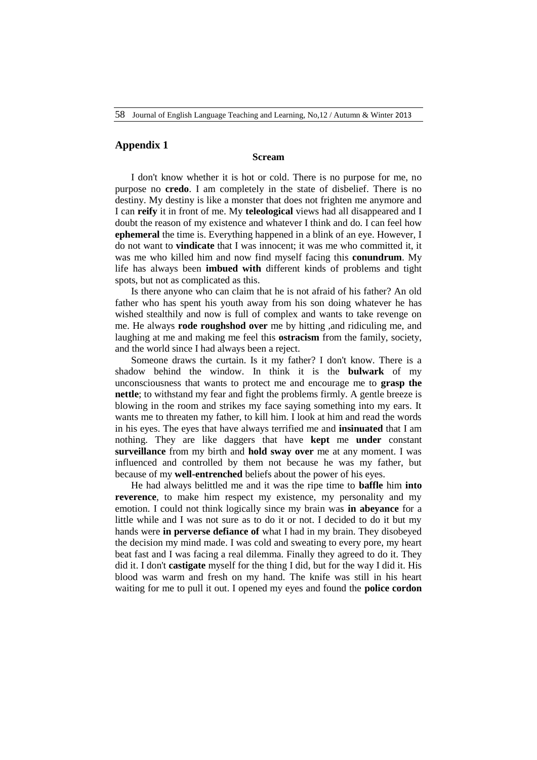## Appendix 1

### Scream

I don't know whether it is hot or cold. There is no purpose for me, no purpose no **credo**. I am completely in the state of disbelief. There is no destiny. My destiny is like a monster that does not frighten me anymore and I can **reify** it in front of me. My **teleological** views had all disappeared and I doubt the reason of my existence and whatever I think and do. I can feel how **ephemeral** the time is. Everything happened in a blink of an eye. However, I do not want to **vindicate** that I was innocent; it was me who committed it, it was me who killed him and now find myself facing this **conundrum**. My life has always been **imbued with** different kinds of problems and tight spots, but not as complicated as this.

Is there anyone who can claim that he is not afraid of his father? An old father who has spent his youth away from his son doing whatever he has wished stealthily and now is full of complex and wants to take revenge on me. He always **rode roughshod over** me by hitting ,and ridiculing me, and laughing at me and making me feel this **ostracism** from the family, society, and the world since I had always been a reject.

Someone draws the curtain. Is it my father? I don't know. There is a shadow behind the window. In think it is the **bulwark** of my unconsciousness that wants to protect me and encourage me to **grasp the nettle**; to withstand my fear and fight the problems firmly. A gentle breeze is blowing in the room and strikes my face saying something into my ears. It wants me to threaten my father, to kill him. I look at him and read the words in his eyes. The eyes that have always terrified me and **insinuated** that I am nothing. They are like daggers that have **kept** me **under** constant **surveillance** from my birth and **hold sway over** me at any moment. I was influenced and controlled by them not because he was my father, but because of my **well-entrenched** beliefs about the power of his eyes.

He had always belittled me and it was the ripe time to **baffle** him **into reverence**, to make him respect my existence, my personality and my emotion. I could not think logically since my brain was **in abeyance** for a little while and I was not sure as to do it or not. I decided to do it but my hands were **in perverse defiance of** what I had in my brain. They disobeyed the decision my mind made. I was cold and sweating to every pore, my heart beat fast and I was facing a real dilemma. Finally they agreed to do it. They did it. I don't **castigate** myself for the thing I did, but for the way I did it. His blood was warm and fresh on my hand. The knife was still in his heart waiting for me to pull it out. I opened my eyes and found the **police cordon**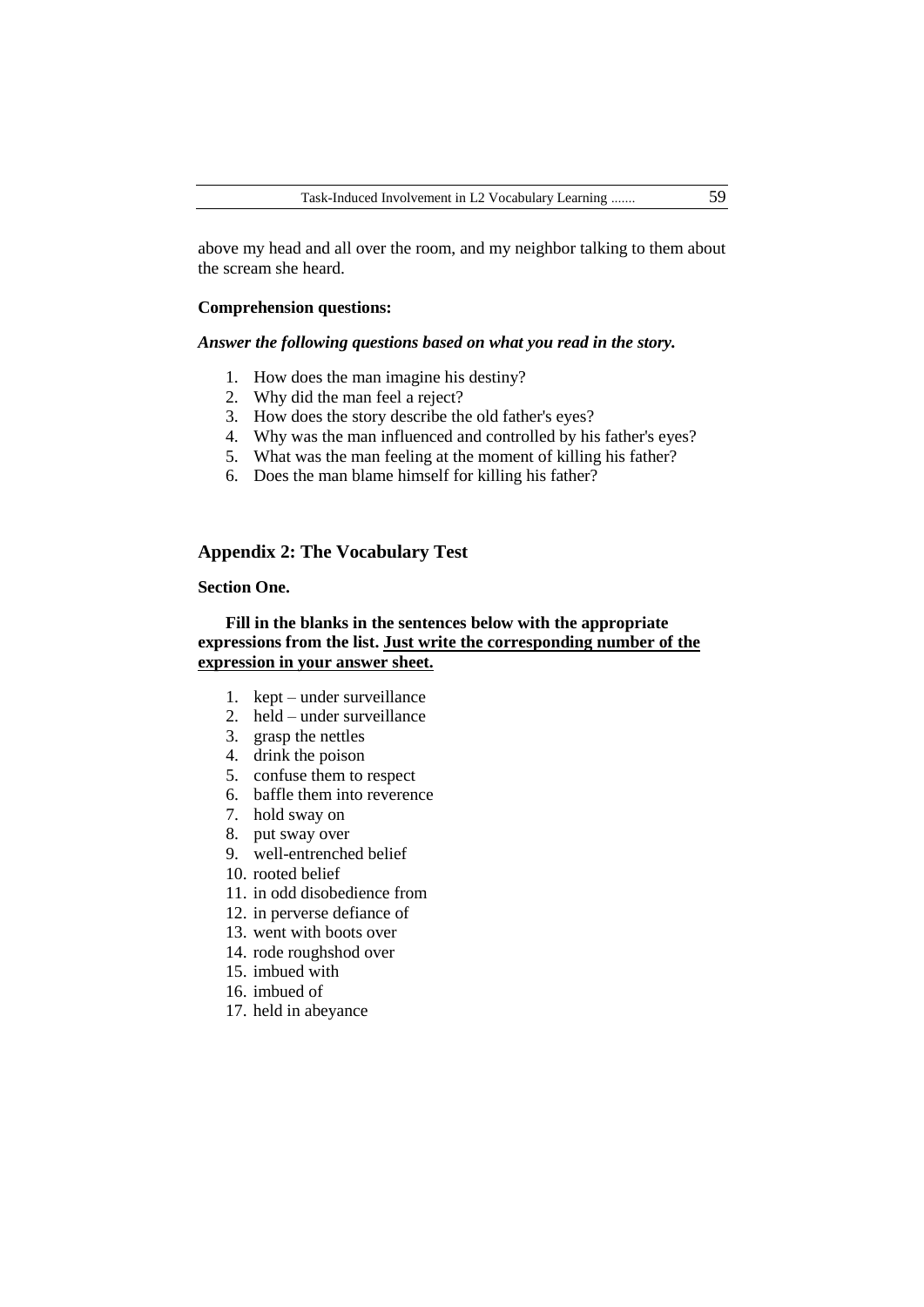above my head and all over the room, and my neighbor talking to them about the scream she heard.

**Comprehension questions:**

***Answer the following questions based on what you read in the story.***

1. How does the man imagine his destiny?
2. Why did the man feel a reject?
3. How does the story describe the old father's eyes?
4. Why was the man influenced and controlled by his father's eyes?
5. What was the man feeling at the moment of killing his father?
6. Does the man blame himself for killing his father?

## Appendix 2: The Vocabulary Test

**Section One.**

**Fill in the blanks in the sentences below with the appropriate expressions from the list. <u>Just write the corresponding number of the expression in your answer sheet.</u>**

1. kept – under surveillance
2. held – under surveillance
3. grasp the nettles
4. drink the poison
5. confuse them to respect
6. baffle them into reverence
7. hold sway on
8. put sway over
9. well-entrenched belief
10. rooted belief
11. in odd disobedience from
12. in perverse defiance of
13. went with boots over
14. rode roughshod over
15. imbued with
16. imbued of
17. held in abeyance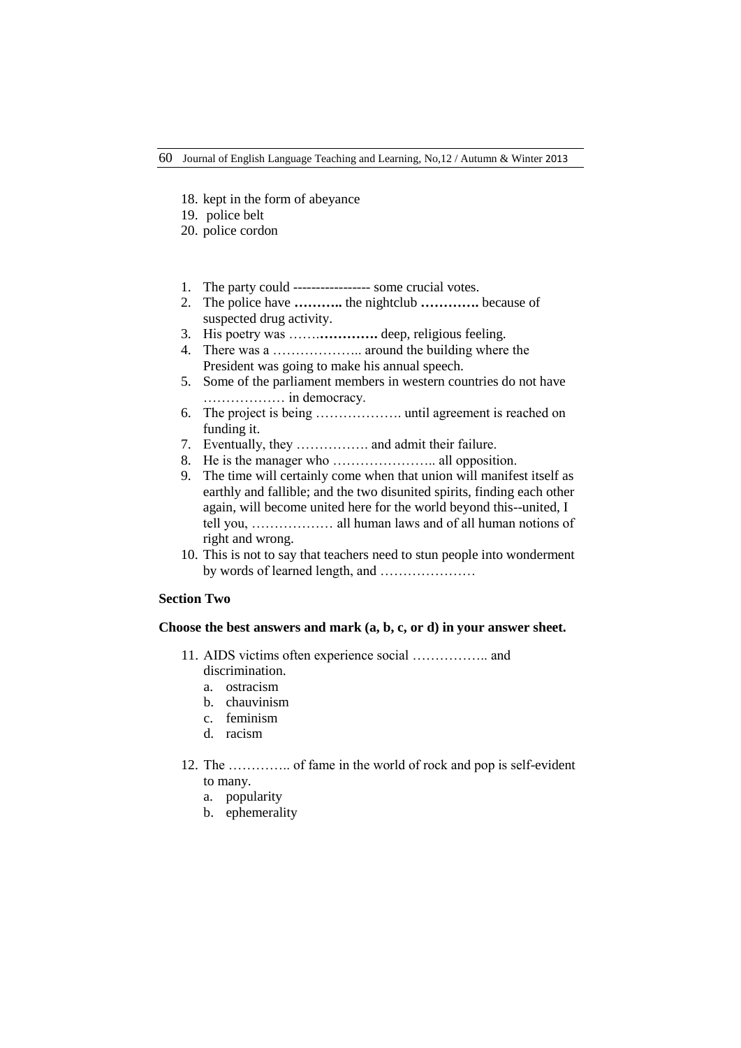18. kept in the form of abeyance
19. police belt
20. police cordon

1. The party could ---------------- some crucial votes.
2. The police have **………..** the nightclub **………….** because of suspected drug activity.
3. His poetry was …….**………….** deep, religious feeling.
4. There was a ……………….. around the building where the President was going to make his annual speech.
5. Some of the parliament members in western countries do not have ……………… in democracy.
6. The project is being ………………. until agreement is reached on funding it.
7. Eventually, they ……………. and admit their failure.
8. He is the manager who ………………….. all opposition.
9. The time will certainly come when that union will manifest itself as earthly and fallible; and the two disunited spirits, finding each other again, will become united here for the world beyond this--united, I tell you, ……………… all human laws and of all human notions of right and wrong.
10. This is not to say that teachers need to stun people into wonderment by words of learned length, and …………………

**Section Two**

**Choose the best answers and mark (a, b, c, or d) in your answer sheet.**

11. AIDS victims often experience social …………….. and discrimination.
    a. ostracism
    b. chauvinism
    c. feminism
    d. racism

12. The ………….. of fame in the world of rock and pop is self-evident to many.
    a. popularity
    b. ephemerality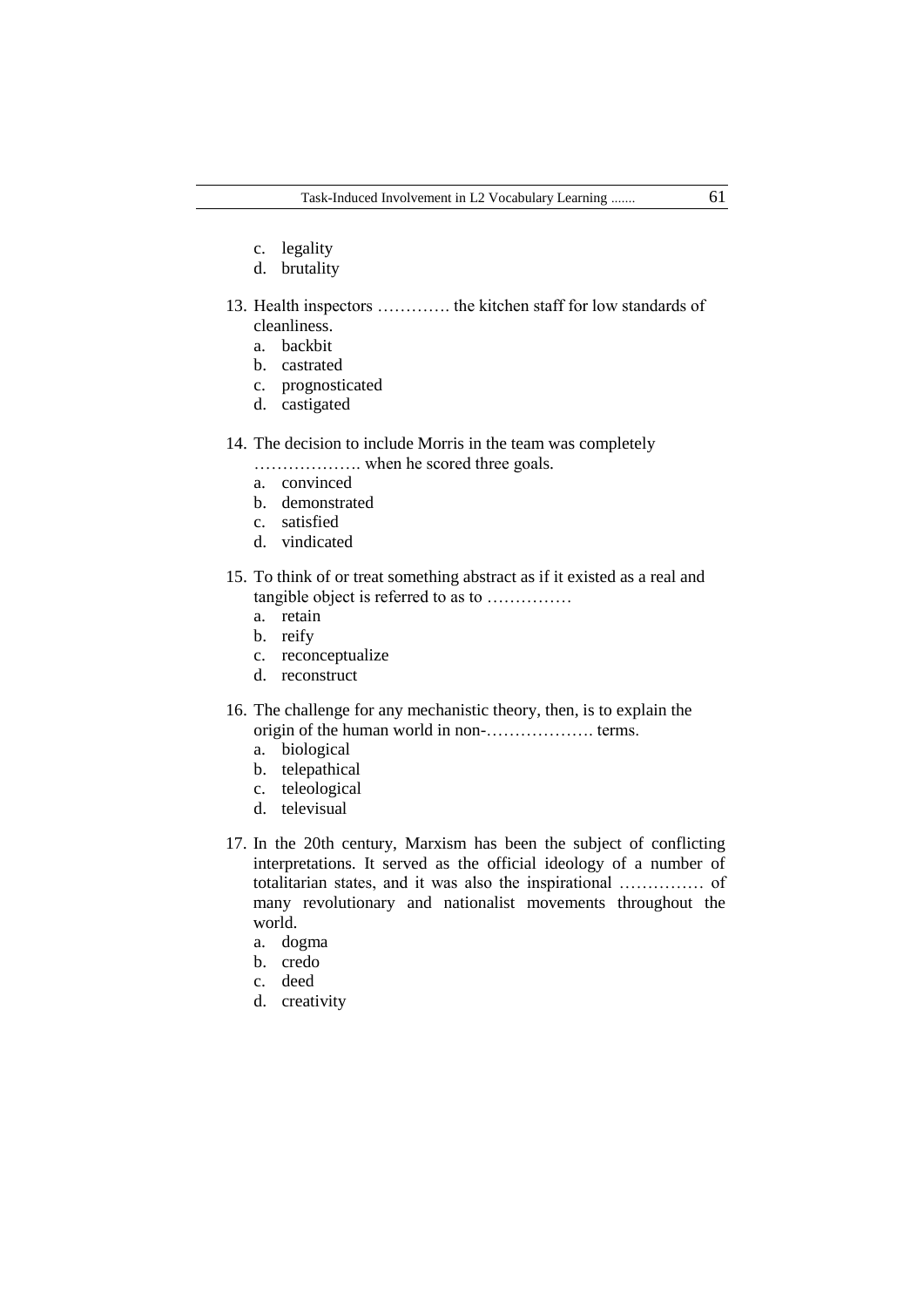c. legality
d. brutality

13. Health inspectors …………. the kitchen staff for low standards of cleanliness.
    a. backbit
    b. castrated
    c. prognosticated
    d. castigated

14. The decision to include Morris in the team was completely ………………. when he scored three goals.
    a. convinced
    b. demonstrated
    c. satisfied
    d. vindicated

15. To think of or treat something abstract as if it existed as a real and tangible object is referred to as to ……………
    a. retain
    b. reify
    c. reconceptualize
    d. reconstruct

16. The challenge for any mechanistic theory, then, is to explain the origin of the human world in non-………………. terms.
    a. biological
    b. telepathical
    c. teleological
    d. televisual

17. In the 20th century, Marxism has been the subject of conflicting interpretations. It served as the official ideology of a number of totalitarian states, and it was also the inspirational …………… of many revolutionary and nationalist movements throughout the world.
    a. dogma
    b. credo
    c. deed
    d. creativity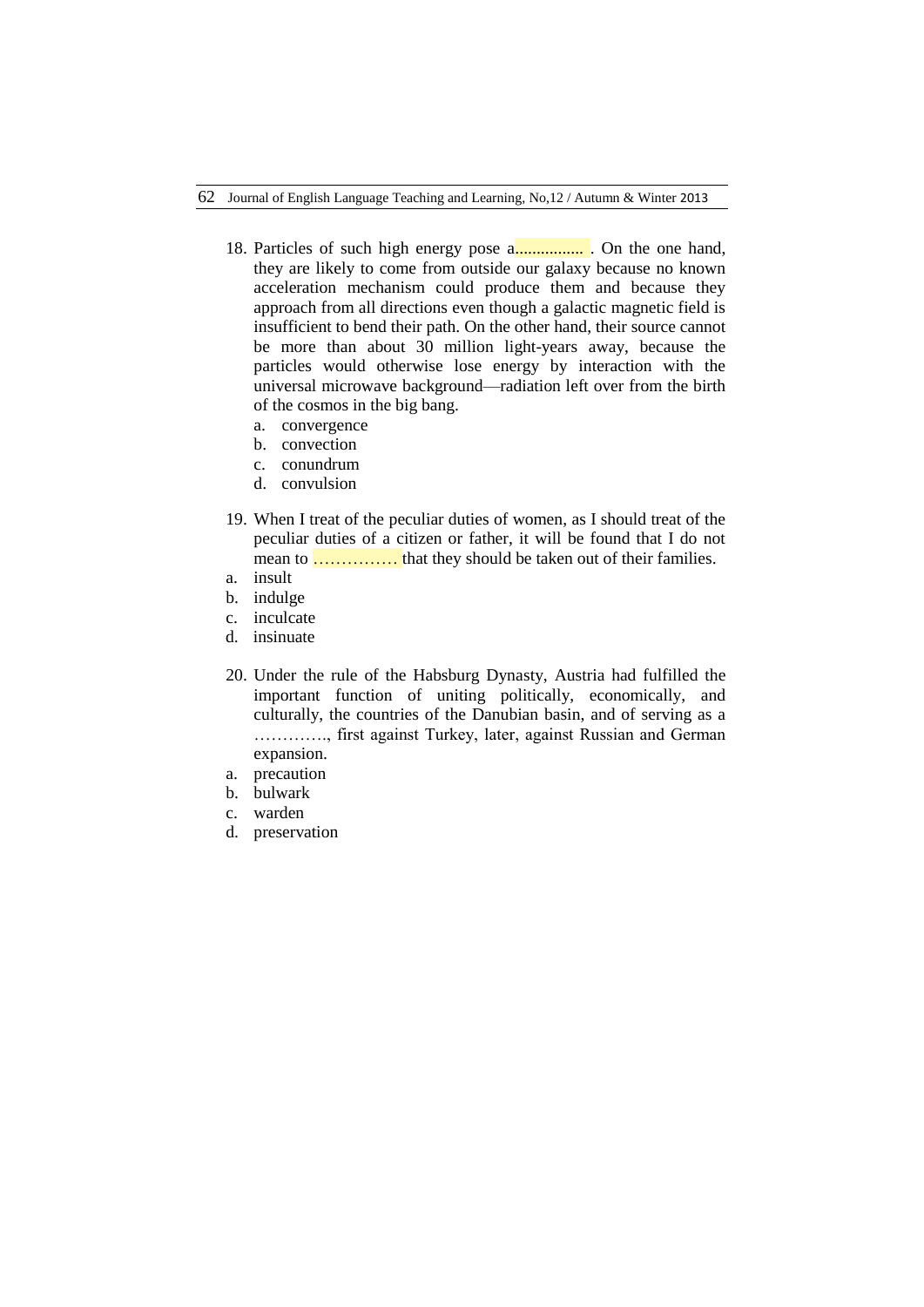18. Particles of such high energy pose a................ . On the one hand, they are likely to come from outside our galaxy because no known acceleration mechanism could produce them and because they approach from all directions even though a galactic magnetic field is insufficient to bend their path. On the other hand, their source cannot be more than about 30 million light-years away, because the particles would otherwise lose energy by interaction with the universal microwave background—radiation left over from the birth of the cosmos in the big bang.
    a. convergence
    b. convection
    c. conundrum
    d. convulsion

19. When I treat of the peculiar duties of women, as I should treat of the peculiar duties of a citizen or father, it will be found that I do not mean to …………… that they should be taken out of their families.

a. insult
b. indulge
c. inculcate
d. insinuate

20. Under the rule of the Habsburg Dynasty, Austria had fulfilled the important function of uniting politically, economically, and culturally, the countries of the Danubian basin, and of serving as a …………., first against Turkey, later, against Russian and German expansion.

a. precaution
b. bulwark
c. warden
d. preservation